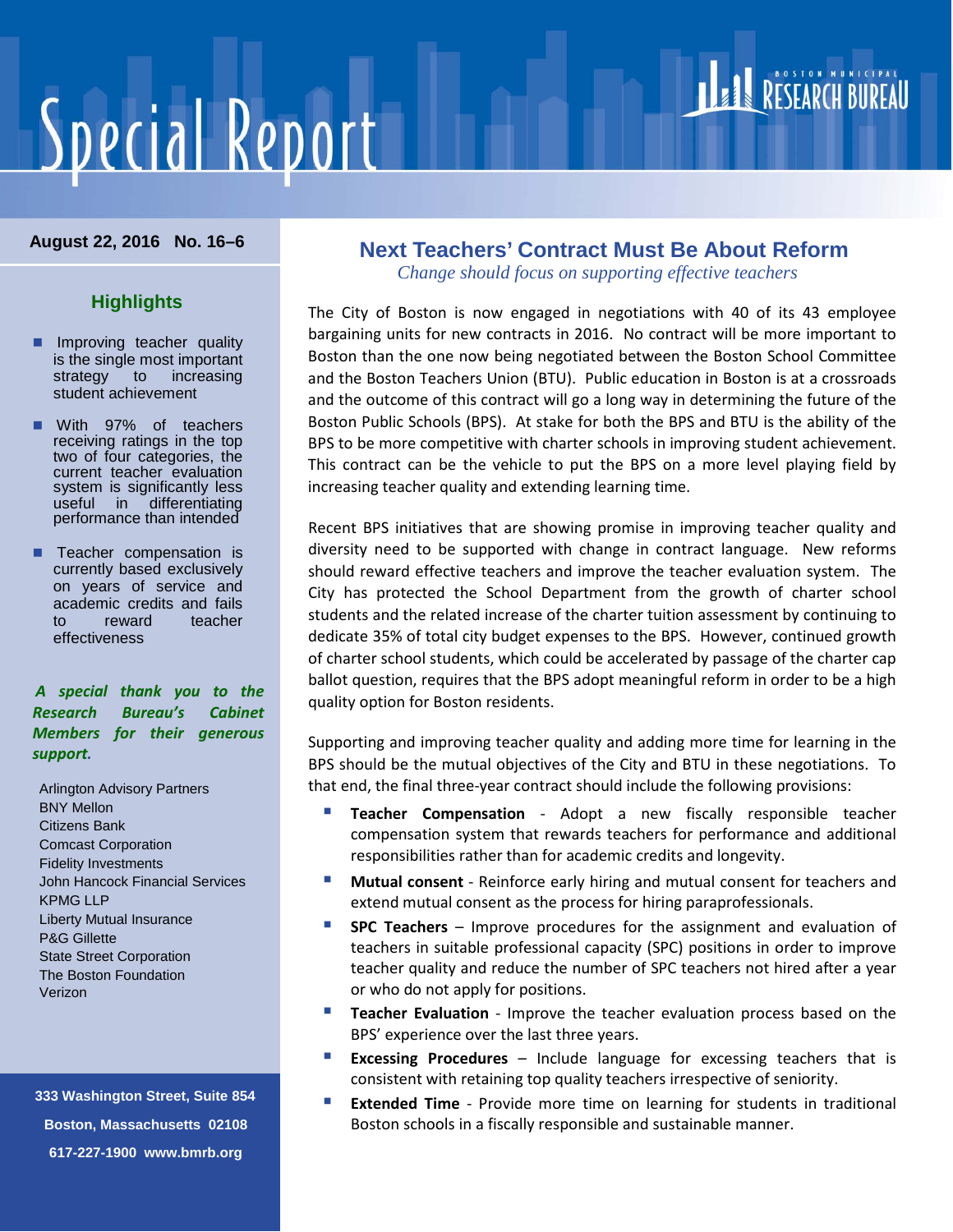# Special Report

BOSTON MUNICIPAL RESEARCH BUREAU

**August 22, 2016 No. 16–6**

## Highlights

- Improving teacher quality is the single most important strategy to increasing student achievement
- With 97% of teachers receiving ratings in the top two of four categories, the current teacher evaluation system is significantly less useful in differentiating performance than intended
- Teacher compensation is currently based exclusively on years of service and academic credits and fails to reward teacher effectiveness

***A special thank you to the Research Bureau's Cabinet Members for their generous support.***

Arlington Advisory Partners
BNY Mellon
Citizens Bank
Comcast Corporation
Fidelity Investments
John Hancock Financial Services
KPMG LLP
Liberty Mutual Insurance
P&G Gillette
State Street Corporation
The Boston Foundation
Verizon

333 Washington Street, Suite 854
Boston, Massachusetts 02108
617-227-1900 www.bmrb.org

## Next Teachers' Contract Must Be About Reform

*Change should focus on supporting effective teachers*

The City of Boston is now engaged in negotiations with 40 of its 43 employee bargaining units for new contracts in 2016. No contract will be more important to Boston than the one now being negotiated between the Boston School Committee and the Boston Teachers Union (BTU). Public education in Boston is at a crossroads and the outcome of this contract will go a long way in determining the future of the Boston Public Schools (BPS). At stake for both the BPS and BTU is the ability of the BPS to be more competitive with charter schools in improving student achievement. This contract can be the vehicle to put the BPS on a more level playing field by increasing teacher quality and extending learning time.

Recent BPS initiatives that are showing promise in improving teacher quality and diversity need to be supported with change in contract language. New reforms should reward effective teachers and improve the teacher evaluation system. The City has protected the School Department from the growth of charter school students and the related increase of the charter tuition assessment by continuing to dedicate 35% of total city budget expenses to the BPS. However, continued growth of charter school students, which could be accelerated by passage of the charter cap ballot question, requires that the BPS adopt meaningful reform in order to be a high quality option for Boston residents.

Supporting and improving teacher quality and adding more time for learning in the BPS should be the mutual objectives of the City and BTU in these negotiations. To that end, the final three-year contract should include the following provisions:

- **Teacher Compensation** - Adopt a new fiscally responsible teacher compensation system that rewards teachers for performance and additional responsibilities rather than for academic credits and longevity.
- **Mutual consent** - Reinforce early hiring and mutual consent for teachers and extend mutual consent as the process for hiring paraprofessionals.
- **SPC Teachers** – Improve procedures for the assignment and evaluation of teachers in suitable professional capacity (SPC) positions in order to improve teacher quality and reduce the number of SPC teachers not hired after a year or who do not apply for positions.
- **Teacher Evaluation** - Improve the teacher evaluation process based on the BPS' experience over the last three years.
- **Excessing Procedures** – Include language for excessing teachers that is consistent with retaining top quality teachers irrespective of seniority.
- **Extended Time** - Provide more time on learning for students in traditional Boston schools in a fiscally responsible and sustainable manner.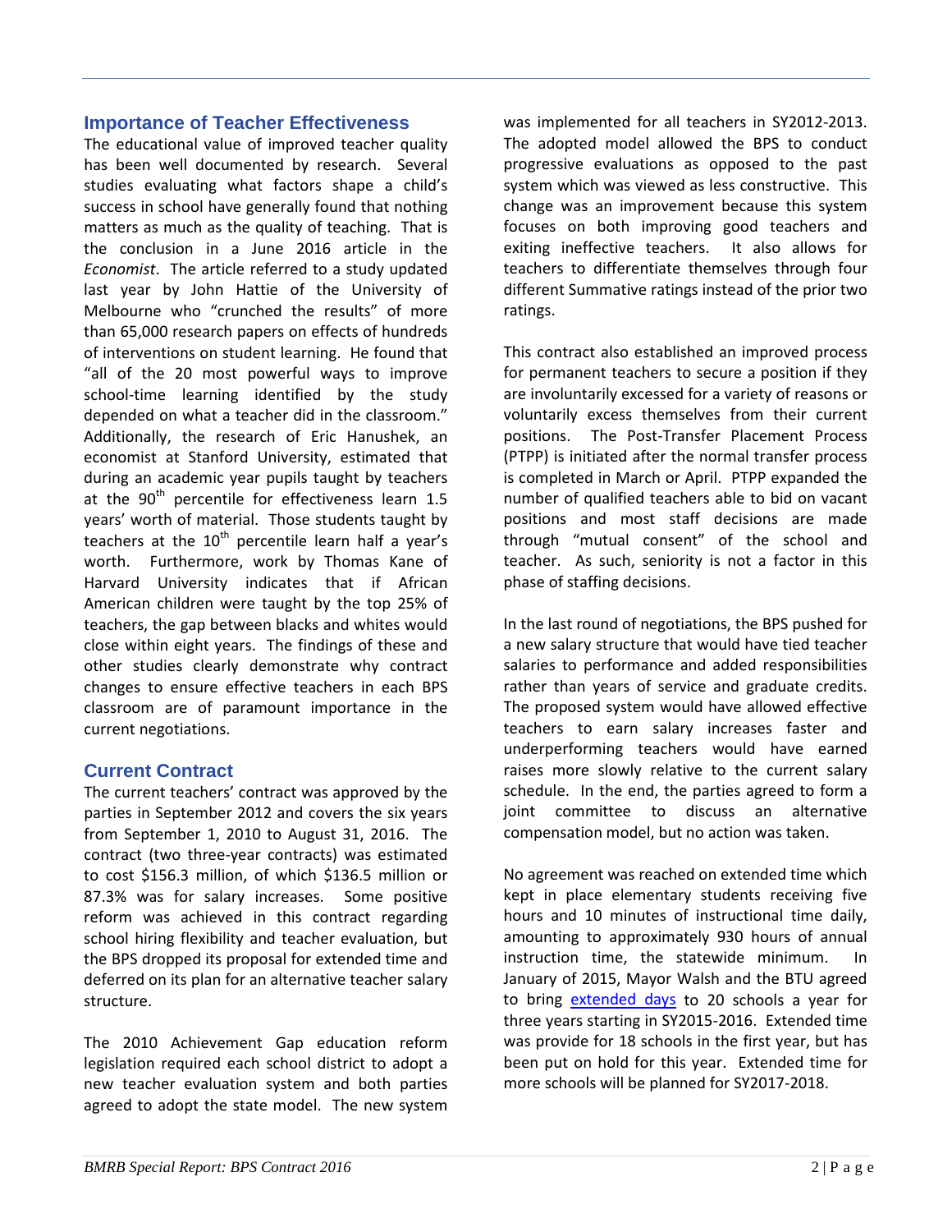## Importance of Teacher Effectiveness

The educational value of improved teacher quality has been well documented by research. Several studies evaluating what factors shape a child's success in school have generally found that nothing matters as much as the quality of teaching. That is the conclusion in a June 2016 article in the *Economist*. The article referred to a study updated last year by John Hattie of the University of Melbourne who "crunched the results" of more than 65,000 research papers on effects of hundreds of interventions on student learning. He found that "all of the 20 most powerful ways to improve school-time learning identified by the study depended on what a teacher did in the classroom." Additionally, the research of Eric Hanushek, an economist at Stanford University, estimated that during an academic year pupils taught by teachers at the 90th percentile for effectiveness learn 1.5 years' worth of material. Those students taught by teachers at the 10th percentile learn half a year's worth. Furthermore, work by Thomas Kane of Harvard University indicates that if African American children were taught by the top 25% of teachers, the gap between blacks and whites would close within eight years. The findings of these and other studies clearly demonstrate why contract changes to ensure effective teachers in each BPS classroom are of paramount importance in the current negotiations.

## Current Contract

The current teachers' contract was approved by the parties in September 2012 and covers the six years from September 1, 2010 to August 31, 2016. The contract (two three-year contracts) was estimated to cost $156.3 million, of which $136.5 million or 87.3% was for salary increases. Some positive reform was achieved in this contract regarding school hiring flexibility and teacher evaluation, but the BPS dropped its proposal for extended time and deferred on its plan for an alternative teacher salary structure.

The 2010 Achievement Gap education reform legislation required each school district to adopt a new teacher evaluation system and both parties agreed to adopt the state model. The new system was implemented for all teachers in SY2012-2013. The adopted model allowed the BPS to conduct progressive evaluations as opposed to the past system which was viewed as less constructive. This change was an improvement because this system focuses on both improving good teachers and exiting ineffective teachers. It also allows for teachers to differentiate themselves through four different Summative ratings instead of the prior two ratings.

This contract also established an improved process for permanent teachers to secure a position if they are involuntarily excessed for a variety of reasons or voluntarily excess themselves from their current positions. The Post-Transfer Placement Process (PTPP) is initiated after the normal transfer process is completed in March or April. PTPP expanded the number of qualified teachers able to bid on vacant positions and most staff decisions are made through "mutual consent" of the school and teacher. As such, seniority is not a factor in this phase of staffing decisions.

In the last round of negotiations, the BPS pushed for a new salary structure that would have tied teacher salaries to performance and added responsibilities rather than years of service and graduate credits. The proposed system would have allowed effective teachers to earn salary increases faster and underperforming teachers would have earned raises more slowly relative to the current salary schedule. In the end, the parties agreed to form a joint committee to discuss an alternative compensation model, but no action was taken.

No agreement was reached on extended time which kept in place elementary students receiving five hours and 10 minutes of instructional time daily, amounting to approximately 930 hours of annual instruction time, the statewide minimum. In January of 2015, Mayor Walsh and the BTU agreed to bring extended days to 20 schools a year for three years starting in SY2015-2016. Extended time was provide for 18 schools in the first year, but has been put on hold for this year. Extended time for more schools will be planned for SY2017-2018.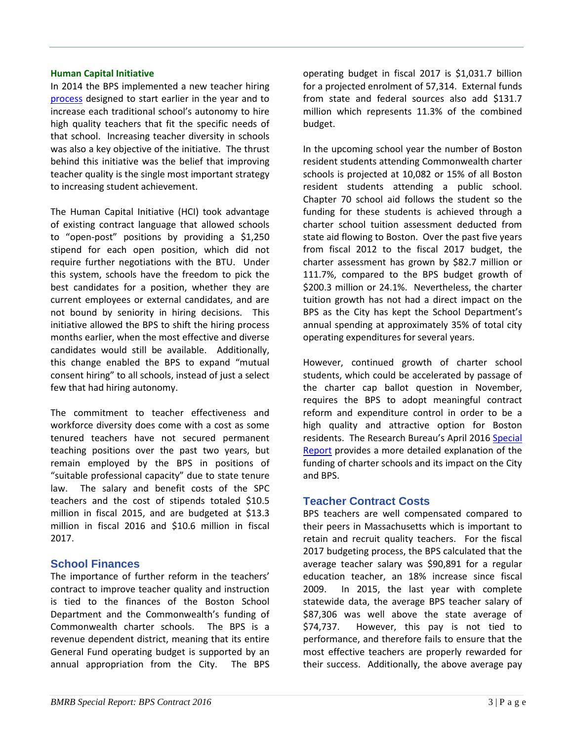### Human Capital Initiative

In 2014 the BPS implemented a new teacher hiring process designed to start earlier in the year and to increase each traditional school's autonomy to hire high quality teachers that fit the specific needs of that school. Increasing teacher diversity in schools was also a key objective of the initiative. The thrust behind this initiative was the belief that improving teacher quality is the single most important strategy to increasing student achievement.

The Human Capital Initiative (HCI) took advantage of existing contract language that allowed schools to "open-post" positions by providing a $1,250 stipend for each open position, which did not require further negotiations with the BTU. Under this system, schools have the freedom to pick the best candidates for a position, whether they are current employees or external candidates, and are not bound by seniority in hiring decisions. This initiative allowed the BPS to shift the hiring process months earlier, when the most effective and diverse candidates would still be available. Additionally, this change enabled the BPS to expand "mutual consent hiring" to all schools, instead of just a select few that had hiring autonomy.

The commitment to teacher effectiveness and workforce diversity does come with a cost as some tenured teachers have not secured permanent teaching positions over the past two years, but remain employed by the BPS in positions of "suitable professional capacity" due to state tenure law. The salary and benefit costs of the SPC teachers and the cost of stipends totaled $10.5 million in fiscal 2015, and are budgeted at $13.3 million in fiscal 2016 and $10.6 million in fiscal 2017.

## School Finances

The importance of further reform in the teachers' contract to improve teacher quality and instruction is tied to the finances of the Boston School Department and the Commonwealth's funding of Commonwealth charter schools. The BPS is a revenue dependent district, meaning that its entire General Fund operating budget is supported by an annual appropriation from the City. The BPS operating budget in fiscal 2017 is $1,031.7 billion for a projected enrolment of 57,314. External funds from state and federal sources also add $131.7 million which represents 11.3% of the combined budget.

In the upcoming school year the number of Boston resident students attending Commonwealth charter schools is projected at 10,082 or 15% of all Boston resident students attending a public school. Chapter 70 school aid follows the student so the funding for these students is achieved through a charter school tuition assessment deducted from state aid flowing to Boston. Over the past five years from fiscal 2012 to the fiscal 2017 budget, the charter assessment has grown by $82.7 million or 111.7%, compared to the BPS budget growth of $200.3 million or 24.1%. Nevertheless, the charter tuition growth has not had a direct impact on the BPS as the City has kept the School Department's annual spending at approximately 35% of total city operating expenditures for several years.

However, continued growth of charter school students, which could be accelerated by passage of the charter cap ballot question in November, requires the BPS to adopt meaningful contract reform and expenditure control in order to be a high quality and attractive option for Boston residents. The Research Bureau's April 2016 Special Report provides a more detailed explanation of the funding of charter schools and its impact on the City and BPS.

## Teacher Contract Costs

BPS teachers are well compensated compared to their peers in Massachusetts which is important to retain and recruit quality teachers. For the fiscal 2017 budgeting process, the BPS calculated that the average teacher salary was $90,891 for a regular education teacher, an 18% increase since fiscal 2009. In 2015, the last year with complete statewide data, the average BPS teacher salary of $87,306 was well above the state average of $74,737. However, this pay is not tied to performance, and therefore fails to ensure that the most effective teachers are properly rewarded for their success. Additionally, the above average pay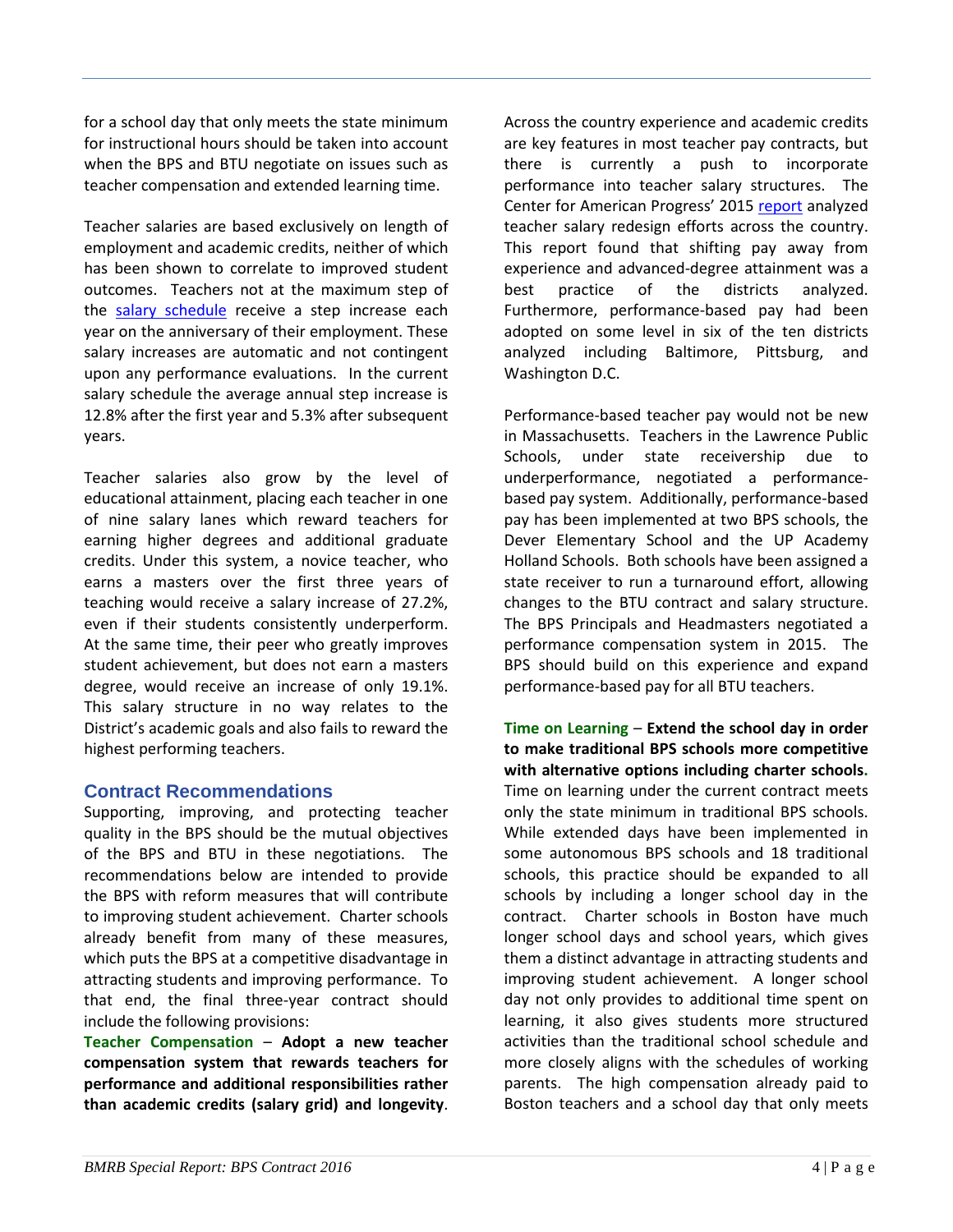for a school day that only meets the state minimum for instructional hours should be taken into account when the BPS and BTU negotiate on issues such as teacher compensation and extended learning time.

Teacher salaries are based exclusively on length of employment and academic credits, neither of which has been shown to correlate to improved student outcomes. Teachers not at the maximum step of the salary schedule receive a step increase each year on the anniversary of their employment. These salary increases are automatic and not contingent upon any performance evaluations. In the current salary schedule the average annual step increase is 12.8% after the first year and 5.3% after subsequent years.

Teacher salaries also grow by the level of educational attainment, placing each teacher in one of nine salary lanes which reward teachers for earning higher degrees and additional graduate credits. Under this system, a novice teacher, who earns a masters over the first three years of teaching would receive a salary increase of 27.2%, even if their students consistently underperform. At the same time, their peer who greatly improves student achievement, but does not earn a masters degree, would receive an increase of only 19.1%. This salary structure in no way relates to the District's academic goals and also fails to reward the highest performing teachers.

## Contract Recommendations

Supporting, improving, and protecting teacher quality in the BPS should be the mutual objectives of the BPS and BTU in these negotiations. The recommendations below are intended to provide the BPS with reform measures that will contribute to improving student achievement. Charter schools already benefit from many of these measures, which puts the BPS at a competitive disadvantage in attracting students and improving performance. To that end, the final three-year contract should include the following provisions:

**Teacher Compensation** – **Adopt a new teacher compensation system that rewards teachers for performance and additional responsibilities rather than academic credits (salary grid) and longevity**. Across the country experience and academic credits are key features in most teacher pay contracts, but there is currently a push to incorporate performance into teacher salary structures. The Center for American Progress' 2015 report analyzed teacher salary redesign efforts across the country. This report found that shifting pay away from experience and advanced-degree attainment was a best practice of the districts analyzed. Furthermore, performance-based pay had been adopted on some level in six of the ten districts analyzed including Baltimore, Pittsburg, and Washington D.C.

Performance-based teacher pay would not be new in Massachusetts. Teachers in the Lawrence Public Schools, under state receivership due to underperformance, negotiated a performance-based pay system. Additionally, performance-based pay has been implemented at two BPS schools, the Dever Elementary School and the UP Academy Holland Schools. Both schools have been assigned a state receiver to run a turnaround effort, allowing changes to the BTU contract and salary structure. The BPS Principals and Headmasters negotiated a performance compensation system in 2015. The BPS should build on this experience and expand performance-based pay for all BTU teachers.

**Time on Learning** – **Extend the school day in order to make traditional BPS schools more competitive with alternative options including charter schools.** Time on learning under the current contract meets only the state minimum in traditional BPS schools. While extended days have been implemented in some autonomous BPS schools and 18 traditional schools, this practice should be expanded to all schools by including a longer school day in the contract. Charter schools in Boston have much longer school days and school years, which gives them a distinct advantage in attracting students and improving student achievement. A longer school day not only provides to additional time spent on learning, it also gives students more structured activities than the traditional school schedule and more closely aligns with the schedules of working parents. The high compensation already paid to Boston teachers and a school day that only meets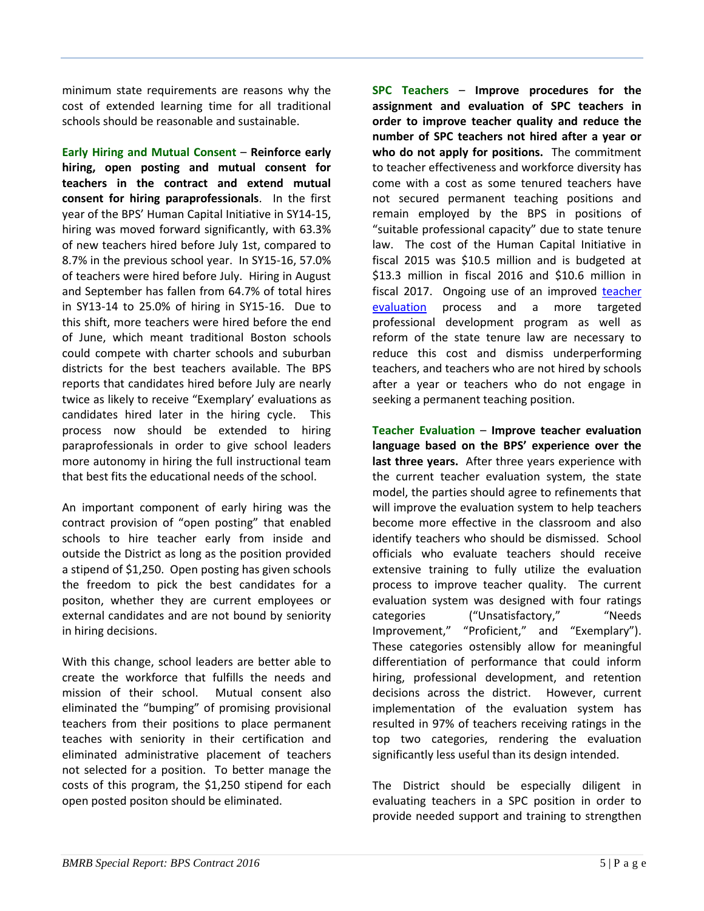minimum state requirements are reasons why the cost of extended learning time for all traditional schools should be reasonable and sustainable.

**Early Hiring and Mutual Consent** – **Reinforce early hiring, open posting and mutual consent for teachers in the contract and extend mutual consent for hiring paraprofessionals**. In the first year of the BPS' Human Capital Initiative in SY14-15, hiring was moved forward significantly, with 63.3% of new teachers hired before July 1st, compared to 8.7% in the previous school year. In SY15-16, 57.0% of teachers were hired before July. Hiring in August and September has fallen from 64.7% of total hires in SY13-14 to 25.0% of hiring in SY15-16. Due to this shift, more teachers were hired before the end of June, which meant traditional Boston schools could compete with charter schools and suburban districts for the best teachers available. The BPS reports that candidates hired before July are nearly twice as likely to receive "Exemplary' evaluations as candidates hired later in the hiring cycle. This process now should be extended to hiring paraprofessionals in order to give school leaders more autonomy in hiring the full instructional team that best fits the educational needs of the school.

An important component of early hiring was the contract provision of "open posting" that enabled schools to hire teacher early from inside and outside the District as long as the position provided a stipend of $1,250. Open posting has given schools the freedom to pick the best candidates for a positon, whether they are current employees or external candidates and are not bound by seniority in hiring decisions.

With this change, school leaders are better able to create the workforce that fulfills the needs and mission of their school. Mutual consent also eliminated the "bumping" of promising provisional teachers from their positions to place permanent teaches with seniority in their certification and eliminated administrative placement of teachers not selected for a position. To better manage the costs of this program, the $1,250 stipend for each open posted positon should be eliminated.

**SPC Teachers** – **Improve procedures for the assignment and evaluation of SPC teachers in order to improve teacher quality and reduce the number of SPC teachers not hired after a year or who do not apply for positions.** The commitment to teacher effectiveness and workforce diversity has come with a cost as some tenured teachers have not secured permanent teaching positions and remain employed by the BPS in positions of "suitable professional capacity" due to state tenure law. The cost of the Human Capital Initiative in fiscal 2015 was $10.5 million and is budgeted at $13.3 million in fiscal 2016 and $10.6 million in fiscal 2017. Ongoing use of an improved teacher evaluation process and a more targeted professional development program as well as reform of the state tenure law are necessary to reduce this cost and dismiss underperforming teachers, and teachers who are not hired by schools after a year or teachers who do not engage in seeking a permanent teaching position.

**Teacher Evaluation** – **Improve teacher evaluation language based on the BPS' experience over the last three years.** After three years experience with the current teacher evaluation system, the state model, the parties should agree to refinements that will improve the evaluation system to help teachers become more effective in the classroom and also identify teachers who should be dismissed. School officials who evaluate teachers should receive extensive training to fully utilize the evaluation process to improve teacher quality. The current evaluation system was designed with four ratings categories ("Unsatisfactory," "Needs Improvement," "Proficient," and "Exemplary"). These categories ostensibly allow for meaningful differentiation of performance that could inform hiring, professional development, and retention decisions across the district. However, current implementation of the evaluation system has resulted in 97% of teachers receiving ratings in the top two categories, rendering the evaluation significantly less useful than its design intended.

The District should be especially diligent in evaluating teachers in a SPC position in order to provide needed support and training to strengthen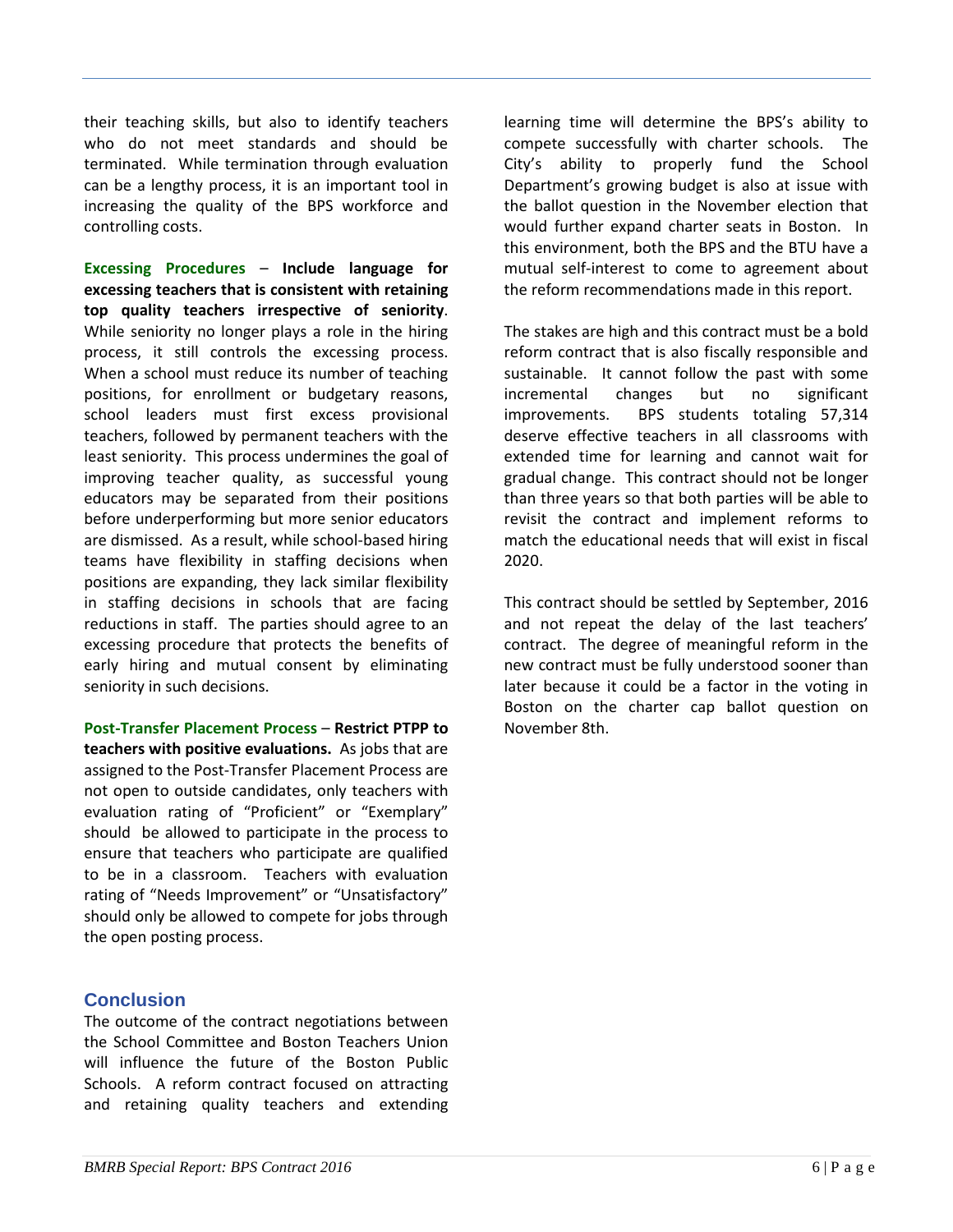their teaching skills, but also to identify teachers who do not meet standards and should be terminated. While termination through evaluation can be a lengthy process, it is an important tool in increasing the quality of the BPS workforce and controlling costs.

**Excessing Procedures** – **Include language for excessing teachers that is consistent with retaining top quality teachers irrespective of seniority**. While seniority no longer plays a role in the hiring process, it still controls the excessing process. When a school must reduce its number of teaching positions, for enrollment or budgetary reasons, school leaders must first excess provisional teachers, followed by permanent teachers with the least seniority. This process undermines the goal of improving teacher quality, as successful young educators may be separated from their positions before underperforming but more senior educators are dismissed. As a result, while school-based hiring teams have flexibility in staffing decisions when positions are expanding, they lack similar flexibility in staffing decisions in schools that are facing reductions in staff. The parties should agree to an excessing procedure that protects the benefits of early hiring and mutual consent by eliminating seniority in such decisions.

**Post-Transfer Placement Process** – **Restrict PTPP to teachers with positive evaluations.** As jobs that are assigned to the Post-Transfer Placement Process are not open to outside candidates, only teachers with evaluation rating of "Proficient" or "Exemplary" should be allowed to participate in the process to ensure that teachers who participate are qualified to be in a classroom. Teachers with evaluation rating of "Needs Improvement" or "Unsatisfactory" should only be allowed to compete for jobs through the open posting process.

## Conclusion

The outcome of the contract negotiations between the School Committee and Boston Teachers Union will influence the future of the Boston Public Schools. A reform contract focused on attracting and retaining quality teachers and extending learning time will determine the BPS's ability to compete successfully with charter schools. The City's ability to properly fund the School Department's growing budget is also at issue with the ballot question in the November election that would further expand charter seats in Boston. In this environment, both the BPS and the BTU have a mutual self-interest to come to agreement about the reform recommendations made in this report.

The stakes are high and this contract must be a bold reform contract that is also fiscally responsible and sustainable. It cannot follow the past with some incremental changes but no significant improvements. BPS students totaling 57,314 deserve effective teachers in all classrooms with extended time for learning and cannot wait for gradual change. This contract should not be longer than three years so that both parties will be able to revisit the contract and implement reforms to match the educational needs that will exist in fiscal 2020.

This contract should be settled by September, 2016 and not repeat the delay of the last teachers' contract. The degree of meaningful reform in the new contract must be fully understood sooner than later because it could be a factor in the voting in Boston on the charter cap ballot question on November 8th.